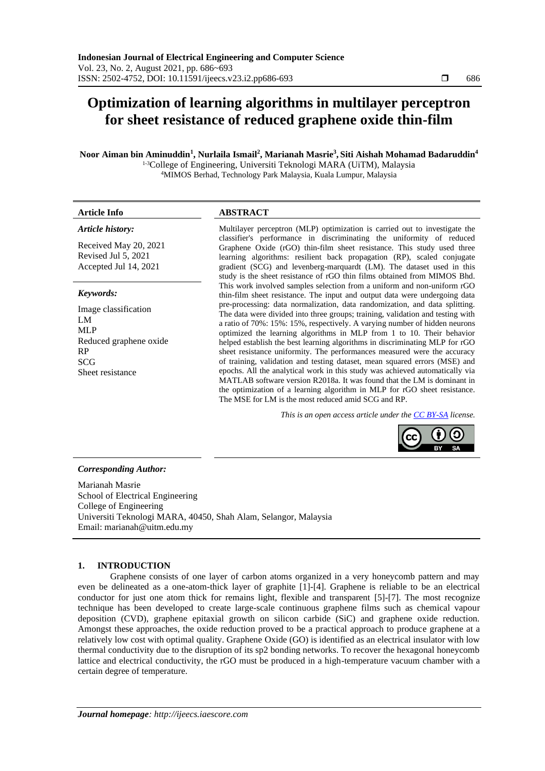# Optimization of learning algorithms in multilayer perceptron for sheet resistance of reduced graphene oxide thin-film

**Noor Aiman bin Aminuddin[1], Nurlaila Ismail[2], Marianah Masrie[3], Siti Aishah Mohamad Badaruddin[4]**

[1-3]College of Engineering, Universiti Teknologi MARA (UiTM), Malaysia
[4]MIMOS Berhad, Technology Park Malaysia, Kuala Lumpur, Malaysia

**Article Info**

*Article history:*

Received May 20, 2021
Revised Jul 5, 2021
Accepted Jul 14, 2021

*Keywords:*

Image classification
LM
MLP
Reduced graphene oxide
RP
SCG
Sheet resistance

**ABSTRACT**

Multilayer perceptron (MLP) optimization is carried out to investigate the classifier's performance in discriminating the uniformity of reduced Graphene Oxide (rGO) thin-film sheet resistance. This study used three learning algorithms: resilient back propagation (RP), scaled conjugate gradient (SCG) and levenberg-marquardt (LM). The dataset used in this study is the sheet resistance of rGO thin films obtained from MIMOS Bhd. This work involved samples selection from a uniform and non-uniform rGO thin-film sheet resistance. The input and output data were undergoing data pre-processing: data normalization, data randomization, and data splitting. The data were divided into three groups; training, validation and testing with a ratio of 70%: 15%: 15%, respectively. A varying number of hidden neurons optimized the learning algorithms in MLP from 1 to 10. Their behavior helped establish the best learning algorithms in discriminating MLP for rGO sheet resistance uniformity. The performances measured were the accuracy of training, validation and testing dataset, mean squared errors (MSE) and epochs. All the analytical work in this study was achieved automatically via MATLAB software version R2018a. It was found that the LM is dominant in the optimization of a learning algorithm in MLP for rGO sheet resistance. The MSE for LM is the most reduced amid SCG and RP.

*This is an open access article under the CC BY-SA license.*

***Corresponding Author:***

Marianah Masrie
School of Electrical Engineering
College of Engineering
Universiti Teknologi MARA, 40450, Shah Alam, Selangor, Malaysia
Email: marianah@uitm.edu.my

## 1. INTRODUCTION

Graphene consists of one layer of carbon atoms organized in a very honeycomb pattern and may even be delineated as a one-atom-thick layer of graphite [1]-[4]. Graphene is reliable to be an electrical conductor for just one atom thick for remains light, flexible and transparent [5]-[7]. The most recognize technique has been developed to create large-scale continuous graphene films such as chemical vapour deposition (CVD), graphene epitaxial growth on silicon carbide (SiC) and graphene oxide reduction. Amongst these approaches, the oxide reduction proved to be a practical approach to produce graphene at a relatively low cost with optimal quality. Graphene Oxide (GO) is identified as an electrical insulator with low thermal conductivity due to the disruption of its sp2 bonding networks. To recover the hexagonal honeycomb lattice and electrical conductivity, the rGO must be produced in a high-temperature vacuum chamber with a certain degree of temperature.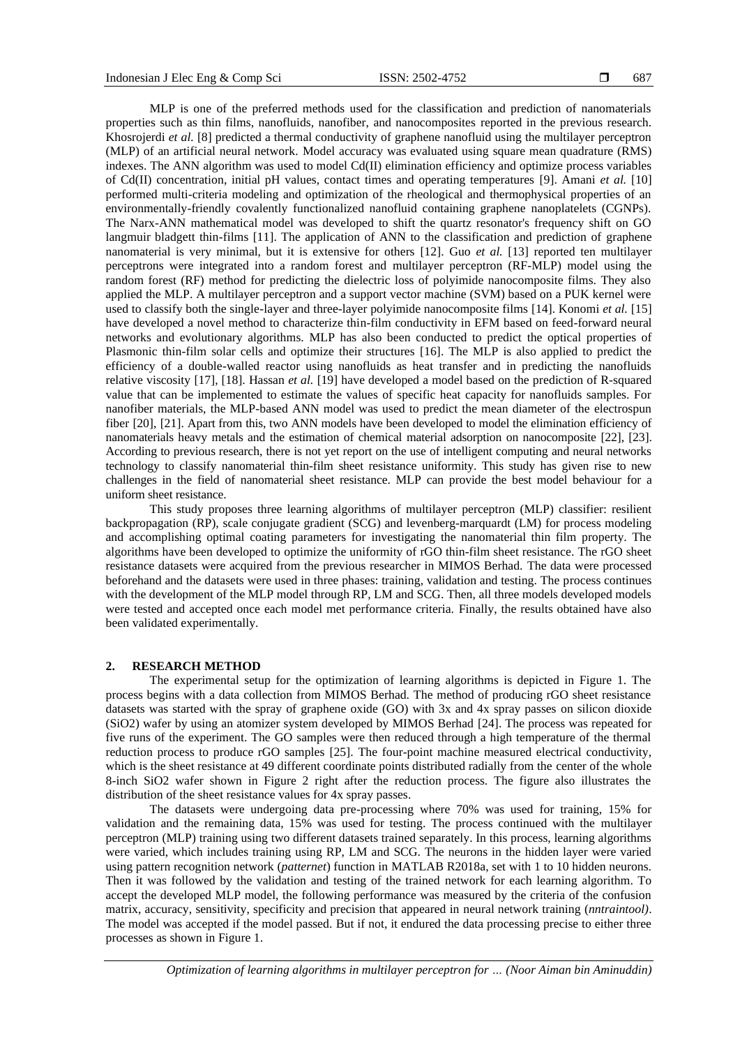MLP is one of the preferred methods used for the classification and prediction of nanomaterials properties such as thin films, nanofluids, nanofiber, and nanocomposites reported in the previous research. Khosrojerdi *et al.* [8] predicted a thermal conductivity of graphene nanofluid using the multilayer perceptron (MLP) of an artificial neural network. Model accuracy was evaluated using square mean quadrature (RMS) indexes. The ANN algorithm was used to model Cd(II) elimination efficiency and optimize process variables of Cd(II) concentration, initial pH values, contact times and operating temperatures [9]. Amani *et al.* [10] performed multi-criteria modeling and optimization of the rheological and thermophysical properties of an environmentally-friendly covalently functionalized nanofluid containing graphene nanoplatelets (CGNPs). The Narx-ANN mathematical model was developed to shift the quartz resonator's frequency shift on GO langmuir bladgett thin-films [11]. The application of ANN to the classification and prediction of graphene nanomaterial is very minimal, but it is extensive for others [12]. Guo *et al.* [13] reported ten multilayer perceptrons were integrated into a random forest and multilayer perceptron (RF-MLP) model using the random forest (RF) method for predicting the dielectric loss of polyimide nanocomposite films. They also applied the MLP. A multilayer perceptron and a support vector machine (SVM) based on a PUK kernel were used to classify both the single-layer and three-layer polyimide nanocomposite films [14]. Konomi *et al.* [15] have developed a novel method to characterize thin-film conductivity in EFM based on feed-forward neural networks and evolutionary algorithms. MLP has also been conducted to predict the optical properties of Plasmonic thin-film solar cells and optimize their structures [16]. The MLP is also applied to predict the efficiency of a double-walled reactor using nanofluids as heat transfer and in predicting the nanofluids relative viscosity [17], [18]. Hassan *et al.* [19] have developed a model based on the prediction of R-squared value that can be implemented to estimate the values of specific heat capacity for nanofluids samples. For nanofiber materials, the MLP-based ANN model was used to predict the mean diameter of the electrospun fiber [20], [21]. Apart from this, two ANN models have been developed to model the elimination efficiency of nanomaterials heavy metals and the estimation of chemical material adsorption on nanocomposite [22], [23]. According to previous research, there is not yet report on the use of intelligent computing and neural networks technology to classify nanomaterial thin-film sheet resistance uniformity. This study has given rise to new challenges in the field of nanomaterial sheet resistance. MLP can provide the best model behaviour for a uniform sheet resistance.

This study proposes three learning algorithms of multilayer perceptron (MLP) classifier: resilient backpropagation (RP), scale conjugate gradient (SCG) and levenberg-marquardt (LM) for process modeling and accomplishing optimal coating parameters for investigating the nanomaterial thin film property. The algorithms have been developed to optimize the uniformity of rGO thin-film sheet resistance. The rGO sheet resistance datasets were acquired from the previous researcher in MIMOS Berhad. The data were processed beforehand and the datasets were used in three phases: training, validation and testing. The process continues with the development of the MLP model through RP, LM and SCG. Then, all three models developed models were tested and accepted once each model met performance criteria. Finally, the results obtained have also been validated experimentally.

## 2. RESEARCH METHOD

The experimental setup for the optimization of learning algorithms is depicted in Figure 1. The process begins with a data collection from MIMOS Berhad. The method of producing rGO sheet resistance datasets was started with the spray of graphene oxide (GO) with 3x and 4x spray passes on silicon dioxide ($SiO_2$) wafer by using an atomizer system developed by MIMOS Berhad [24]. The process was repeated for five runs of the experiment. The GO samples were then reduced through a high temperature of the thermal reduction process to produce rGO samples [25]. The four-point machine measured electrical conductivity, which is the sheet resistance at 49 different coordinate points distributed radially from the center of the whole 8-inch $SiO_2$ wafer shown in Figure 2 right after the reduction process. The figure also illustrates the distribution of the sheet resistance values for 4x spray passes.

The datasets were undergoing data pre-processing where 70% was used for training, 15% for validation and the remaining data, 15% was used for testing. The process continued with the multilayer perceptron (MLP) training using two different datasets trained separately. In this process, learning algorithms were varied, which includes training using RP, LM and SCG. The neurons in the hidden layer were varied using pattern recognition network (*patternet*) function in MATLAB R2018a, set with 1 to 10 hidden neurons. Then it was followed by the validation and testing of the trained network for each learning algorithm. To accept the developed MLP model, the following performance was measured by the criteria of the confusion matrix, accuracy, sensitivity, specificity and precision that appeared in neural network training (*nntraintool)*. The model was accepted if the model passed. But if not, it endured the data processing precise to either three processes as shown in Figure 1.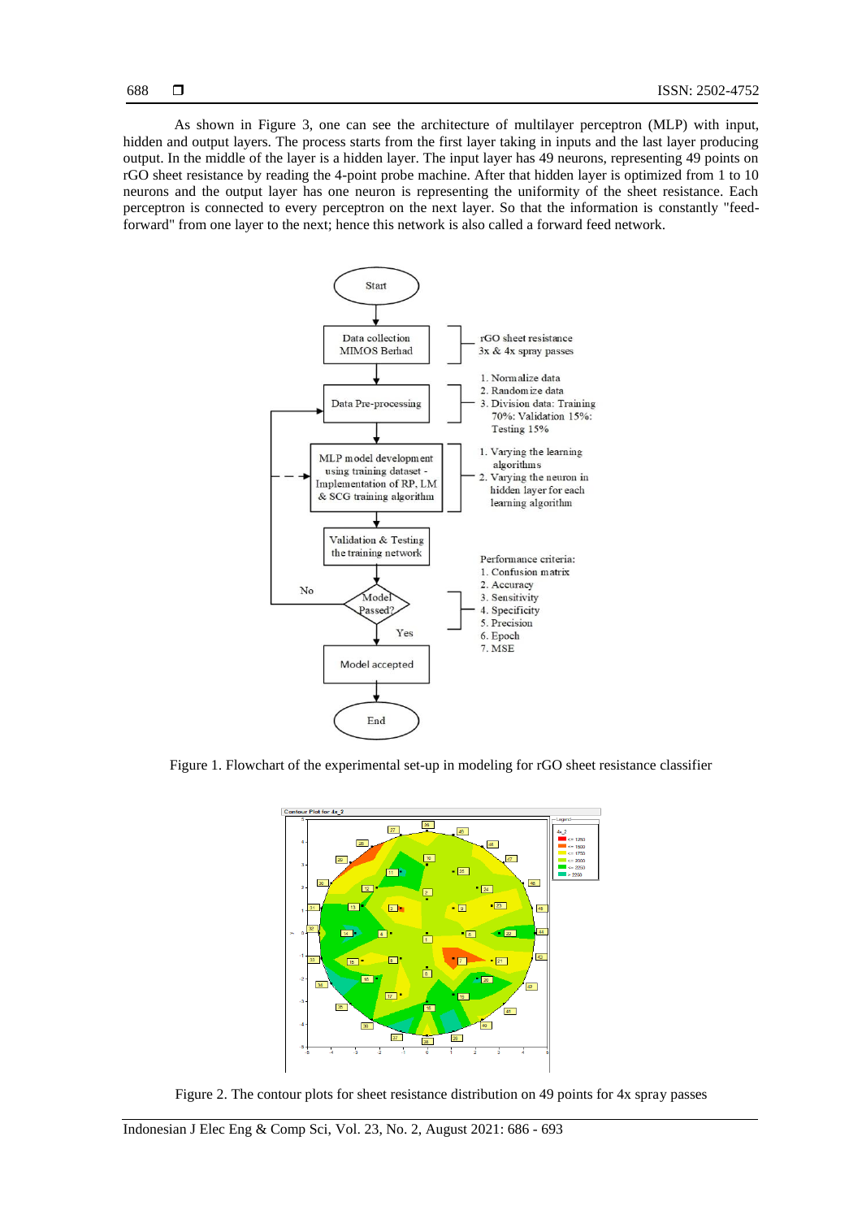As shown in Figure 3, one can see the architecture of multilayer perceptron (MLP) with input, hidden and output layers. The process starts from the first layer taking in inputs and the last layer producing output. In the middle of the layer is a hidden layer. The input layer has 49 neurons, representing 49 points on rGO sheet resistance by reading the 4-point probe machine. After that hidden layer is optimized from 1 to 10 neurons and the output layer has one neuron is representing the uniformity of the sheet resistance. Each perceptron is connected to every perceptron on the next layer. So that the information is constantly "feed-forward" from one layer to the next; hence this network is also called a forward feed network.

Figure 1. Flowchart of the experimental set-up in modeling for rGO sheet resistance classifier

Figure 2. The contour plots for sheet resistance distribution on 49 points for 4x spray passes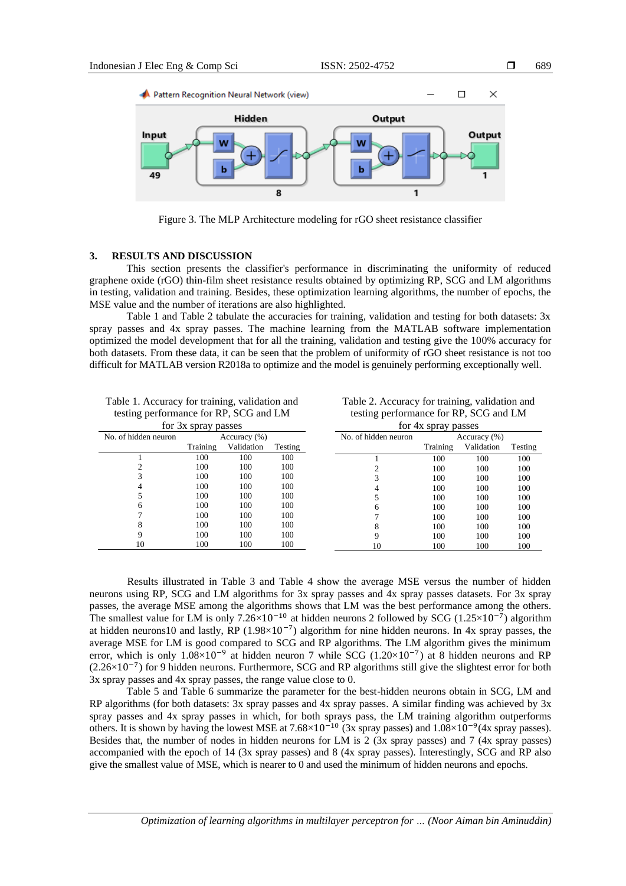Figure 3. The MLP Architecture modeling for rGO sheet resistance classifier

## 3. RESULTS AND DISCUSSION

This section presents the classifier's performance in discriminating the uniformity of reduced graphene oxide (rGO) thin-film sheet resistance results obtained by optimizing RP, SCG and LM algorithms in testing, validation and training. Besides, these optimization learning algorithms, the number of epochs, the MSE value and the number of iterations are also highlighted.

Table 1 and Table 2 tabulate the accuracies for training, validation and testing for both datasets: 3x spray passes and 4x spray passes. The machine learning from the MATLAB software implementation optimized the model development that for all the training, validation and testing give the 100% accuracy for both datasets. From these data, it can be seen that the problem of uniformity of rGO sheet resistance is not too difficult for MATLAB version R2018a to optimize and the model is genuinely performing exceptionally well.

Table 1. Accuracy for training, validation and testing performance for RP, SCG and LM for 3x spray passes

| No. of hidden neuron | Accuracy (%) | | |
|---|---|---|---|
| | Training | Validation | Testing |
| 1 | 100 | 100 | 100 |
| 2 | 100 | 100 | 100 |
| 3 | 100 | 100 | 100 |
| 4 | 100 | 100 | 100 |
| 5 | 100 | 100 | 100 |
| 6 | 100 | 100 | 100 |
| 7 | 100 | 100 | 100 |
| 8 | 100 | 100 | 100 |
| 9 | 100 | 100 | 100 |
| 10 | 100 | 100 | 100 |

Table 2. Accuracy for training, validation and testing performance for RP, SCG and LM for 4x spray passes

| No. of hidden neuron | Accuracy (%) | | |
|---|---|---|---|
| | Training | Validation | Testing |
| 1 | 100 | 100 | 100 |
| 2 | 100 | 100 | 100 |
| 3 | 100 | 100 | 100 |
| 4 | 100 | 100 | 100 |
| 5 | 100 | 100 | 100 |
| 6 | 100 | 100 | 100 |
| 7 | 100 | 100 | 100 |
| 8 | 100 | 100 | 100 |
| 9 | 100 | 100 | 100 |
| 10 | 100 | 100 | 100 |

Results illustrated in Table 3 and Table 4 show the average MSE versus the number of hidden neurons using RP, SCG and LM algorithms for 3x spray passes and 4x spray passes datasets. For 3x spray passes, the average MSE among the algorithms shows that LM was the best performance among the others. The smallest value for LM is only $7.26\times10^{-10}$ at hidden neurons 2 followed by SCG ($1.25\times10^{-7}$) algorithm at hidden neurons10 and lastly, RP ($1.98\times10^{-7}$) algorithm for nine hidden neurons. In 4x spray passes, the average MSE for LM is good compared to SCG and RP algorithms. The LM algorithm gives the minimum error, which is only $1.08\times10^{-9}$ at hidden neuron 7 while SCG ($1.20\times10^{-7}$) at 8 hidden neurons and RP ($2.26\times10^{-7}$) for 9 hidden neurons. Furthermore, SCG and RP algorithms still give the slightest error for both 3x spray passes and 4x spray passes, the range value close to 0.

Table 5 and Table 6 summarize the parameter for the best-hidden neurons obtain in SCG, LM and RP algorithms (for both datasets: 3x spray passes and 4x spray passes. A similar finding was achieved by 3x spray passes and 4x spray passes in which, for both sprays pass, the LM training algorithm outperforms others. It is shown by having the lowest MSE at $7.68\times10^{-10}$ (3x spray passes) and $1.08\times10^{-9}$(4x spray passes). Besides that, the number of nodes in hidden neurons for LM is 2 (3x spray passes) and 7 (4x spray passes) accompanied with the epoch of 14 (3x spray passes) and 8 (4x spray passes). Interestingly, SCG and RP also give the smallest value of MSE, which is nearer to 0 and used the minimum of hidden neurons and epochs.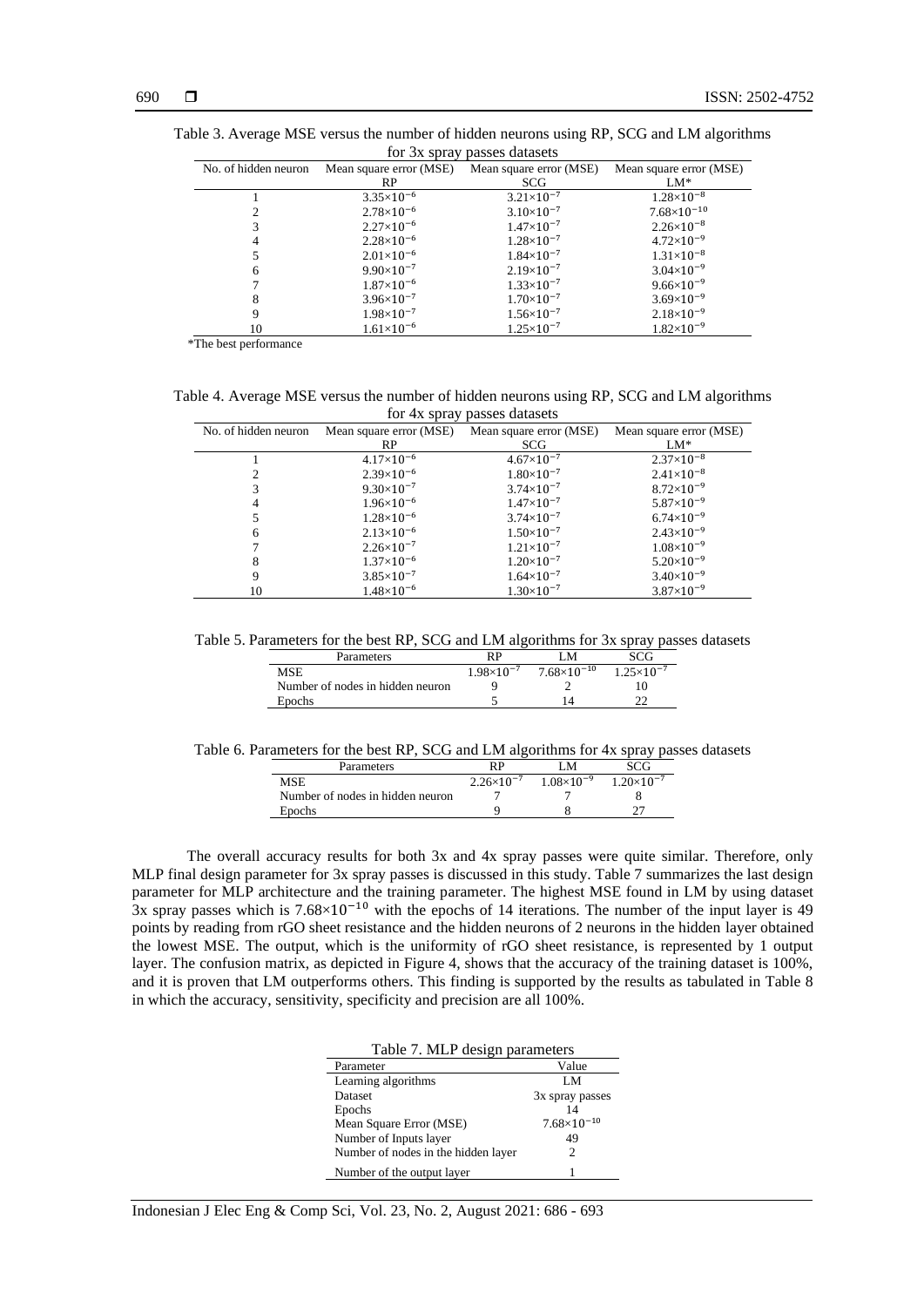Table 3. Average MSE versus the number of hidden neurons using RP, SCG and LM algorithms for 3x spray passes datasets

| No. of hidden neuron | Mean square error (MSE) RP | Mean square error (MSE) SCG | Mean square error (MSE) LM* |
|---|---|---|---|
| 1 | $3.35\times10^{-6}$ | $3.21\times10^{-7}$ | $1.28\times10^{-8}$ |
| 2 | $2.78\times10^{-6}$ | $3.10\times10^{-7}$ | $7.68\times10^{-10}$ |
| 3 | $2.27\times10^{-6}$ | $1.47\times10^{-7}$ | $2.26\times10^{-8}$ |
| 4 | $2.28\times10^{-6}$ | $1.28\times10^{-7}$ | $4.72\times10^{-9}$ |
| 5 | $2.01\times10^{-6}$ | $1.84\times10^{-7}$ | $1.31\times10^{-8}$ |
| 6 | $9.90\times10^{-7}$ | $2.19\times10^{-7}$ | $3.04\times10^{-9}$ |
| 7 | $1.87\times10^{-6}$ | $1.33\times10^{-7}$ | $9.66\times10^{-9}$ |
| 8 | $3.96\times10^{-7}$ | $1.70\times10^{-7}$ | $3.69\times10^{-9}$ |
| 9 | $1.98\times10^{-7}$ | $1.56\times10^{-7}$ | $2.18\times10^{-9}$ |
| 10 | $1.61\times10^{-6}$ | $1.25\times10^{-7}$ | $1.82\times10^{-9}$ |

*The best performance

Table 4. Average MSE versus the number of hidden neurons using RP, SCG and LM algorithms for 4x spray passes datasets

| No. of hidden neuron | Mean square error (MSE) RP | Mean square error (MSE) SCG | Mean square error (MSE) LM* |
|---|---|---|---|
| 1 | $4.17\times10^{-6}$ | $4.67\times10^{-7}$ | $2.37\times10^{-8}$ |
| 2 | $2.39\times10^{-6}$ | $1.80\times10^{-7}$ | $2.41\times10^{-8}$ |
| 3 | $9.30\times10^{-7}$ | $3.74\times10^{-7}$ | $8.72\times10^{-9}$ |
| 4 | $1.96\times10^{-6}$ | $1.47\times10^{-7}$ | $5.87\times10^{-9}$ |
| 5 | $1.28\times10^{-6}$ | $3.74\times10^{-7}$ | $6.74\times10^{-9}$ |
| 6 | $2.13\times10^{-6}$ | $1.50\times10^{-7}$ | $2.43\times10^{-9}$ |
| 7 | $2.26\times10^{-7}$ | $1.21\times10^{-7}$ | $1.08\times10^{-9}$ |
| 8 | $1.37\times10^{-6}$ | $1.20\times10^{-7}$ | $5.20\times10^{-9}$ |
| 9 | $3.85\times10^{-7}$ | $1.64\times10^{-7}$ | $3.40\times10^{-9}$ |
| 10 | $1.48\times10^{-6}$ | $1.30\times10^{-7}$ | $3.87\times10^{-9}$ |

Table 5. Parameters for the best RP, SCG and LM algorithms for 3x spray passes datasets

| Parameters | RP | LM | SCG |
|---|---|---|---|
| MSE | $1.98\times10^{-7}$ | $7.68\times10^{-10}$ | $1.25\times10^{-7}$ |
| Number of nodes in hidden neuron | 9 | 2 | 10 |
| Epochs | 5 | 14 | 22 |

Table 6. Parameters for the best RP, SCG and LM algorithms for 4x spray passes datasets

| Parameters | RP | LM | SCG |
|---|---|---|---|
| MSE | $2.26\times10^{-7}$ | $1.08\times10^{-9}$ | $1.20\times10^{-7}$ |
| Number of nodes in hidden neuron | 7 | 7 | 8 |
| Epochs | 9 | 8 | 27 |

The overall accuracy results for both 3x and 4x spray passes were quite similar. Therefore, only MLP final design parameter for 3x spray passes is discussed in this study. Table 7 summarizes the last design parameter for MLP architecture and the training parameter. The highest MSE found in LM by using dataset 3x spray passes which is $7.68\times10^{-10}$ with the epochs of 14 iterations. The number of the input layer is 49 points by reading from rGO sheet resistance and the hidden neurons of 2 neurons in the hidden layer obtained the lowest MSE. The output, which is the uniformity of rGO sheet resistance, is represented by 1 output layer. The confusion matrix, as depicted in Figure 4, shows that the accuracy of the training dataset is 100%, and it is proven that LM outperforms others. This finding is supported by the results as tabulated in Table 8 in which the accuracy, sensitivity, specificity and precision are all 100%.

Table 7. MLP design parameters

| Parameter | Value |
|---|---|
| Learning algorithms | LM |
| Dataset | 3x spray passes |
| Epochs | 14 |
| Mean Square Error (MSE) | $7.68\times10^{-10}$ |
| Number of Inputs layer | 49 |
| Number of nodes in the hidden layer | 2 |
| Number of the output layer | 1 |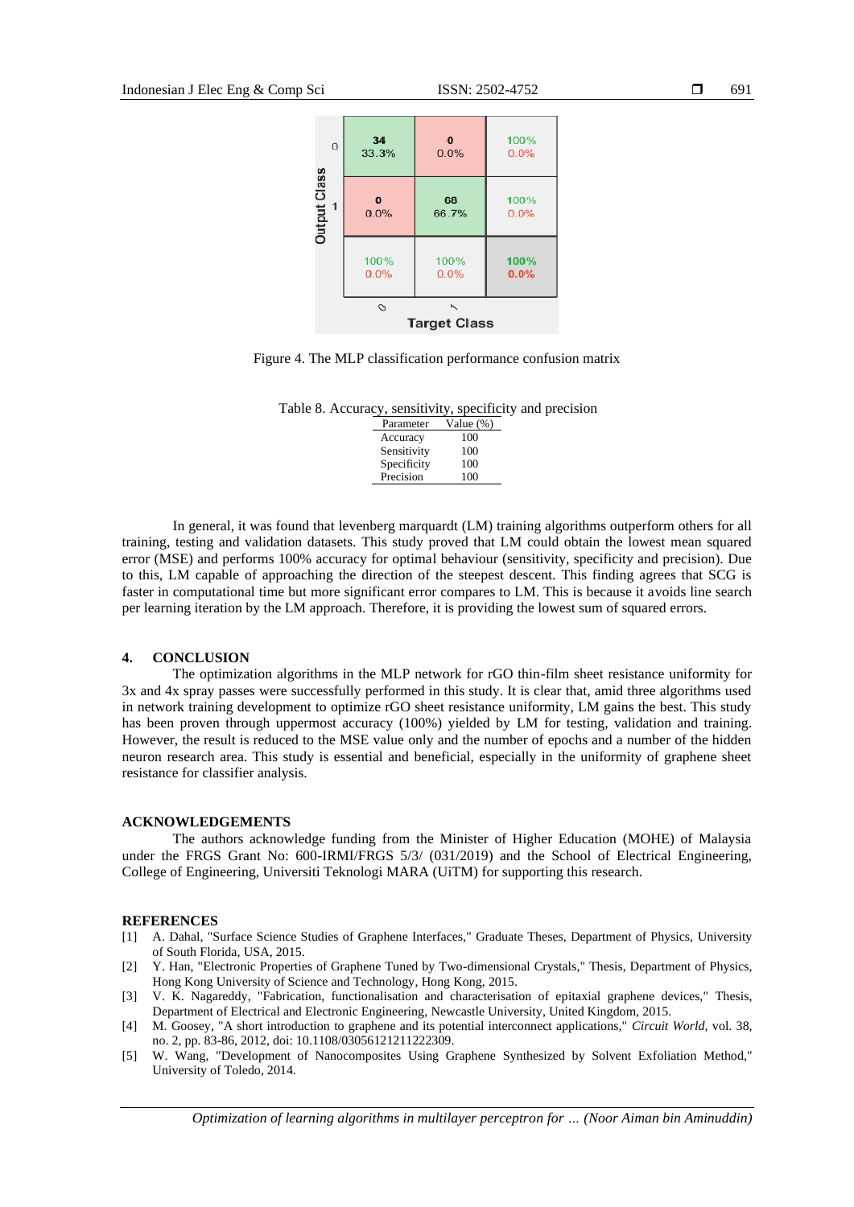| | 0 | 1 | |
|---|---|---|---|
| **Output Class 0** | 34 33.3% | 0 0.0% | 100% 0.0% |
| **Output Class 1** | 0 0.0% | 68 66.7% | 100% 0.0% |
| | 100% 0.0% | 100% 0.0% | 100% 0.0% |
| | **Target Class** | | |

Figure 4. The MLP classification performance confusion matrix

Table 8. Accuracy, sensitivity, specificity and precision

| Parameter | Value (%) |
|---|---|
| Accuracy | 100 |
| Sensitivity | 100 |
| Specificity | 100 |
| Precision | 100 |

In general, it was found that levenberg marquardt (LM) training algorithms outperform others for all training, testing and validation datasets. This study proved that LM could obtain the lowest mean squared error (MSE) and performs 100% accuracy for optimal behaviour (sensitivity, specificity and precision). Due to this, LM capable of approaching the direction of the steepest descent. This finding agrees that SCG is faster in computational time but more significant error compares to LM. This is because it avoids line search per learning iteration by the LM approach. Therefore, it is providing the lowest sum of squared errors.

## 4. CONCLUSION

The optimization algorithms in the MLP network for rGO thin-film sheet resistance uniformity for 3x and 4x spray passes were successfully performed in this study. It is clear that, amid three algorithms used in network training development to optimize rGO sheet resistance uniformity, LM gains the best. This study has been proven through uppermost accuracy (100%) yielded by LM for testing, validation and training. However, the result is reduced to the MSE value only and the number of epochs and a number of the hidden neuron research area. This study is essential and beneficial, especially in the uniformity of graphene sheet resistance for classifier analysis.

## ACKNOWLEDGEMENTS

The authors acknowledge funding from the Minister of Higher Education (MOHE) of Malaysia under the FRGS Grant No: 600-IRMI/FRGS 5/3/ (031/2019) and the School of Electrical Engineering, College of Engineering, Universiti Teknologi MARA (UiTM) for supporting this research.

## REFERENCES

[1] A. Dahal, "Surface Science Studies of Graphene Interfaces," Graduate Theses, Department of Physics, University of South Florida, USA, 2015.

[2] Y. Han, "Electronic Properties of Graphene Tuned by Two-dimensional Crystals," Thesis, Department of Physics, Hong Kong University of Science and Technology, Hong Kong, 2015.

[3] V. K. Nagareddy, "Fabrication, functionalisation and characterisation of epitaxial graphene devices," Thesis, Department of Electrical and Electronic Engineering, Newcastle University, United Kingdom, 2015.

[4] M. Goosey, "A short introduction to graphene and its potential interconnect applications," *Circuit World*, vol. 38, no. 2, pp. 83-86, 2012, doi: 10.1108/03056121211222309.

[5] W. Wang, "Development of Nanocomposites Using Graphene Synthesized by Solvent Exfoliation Method," University of Toledo, 2014.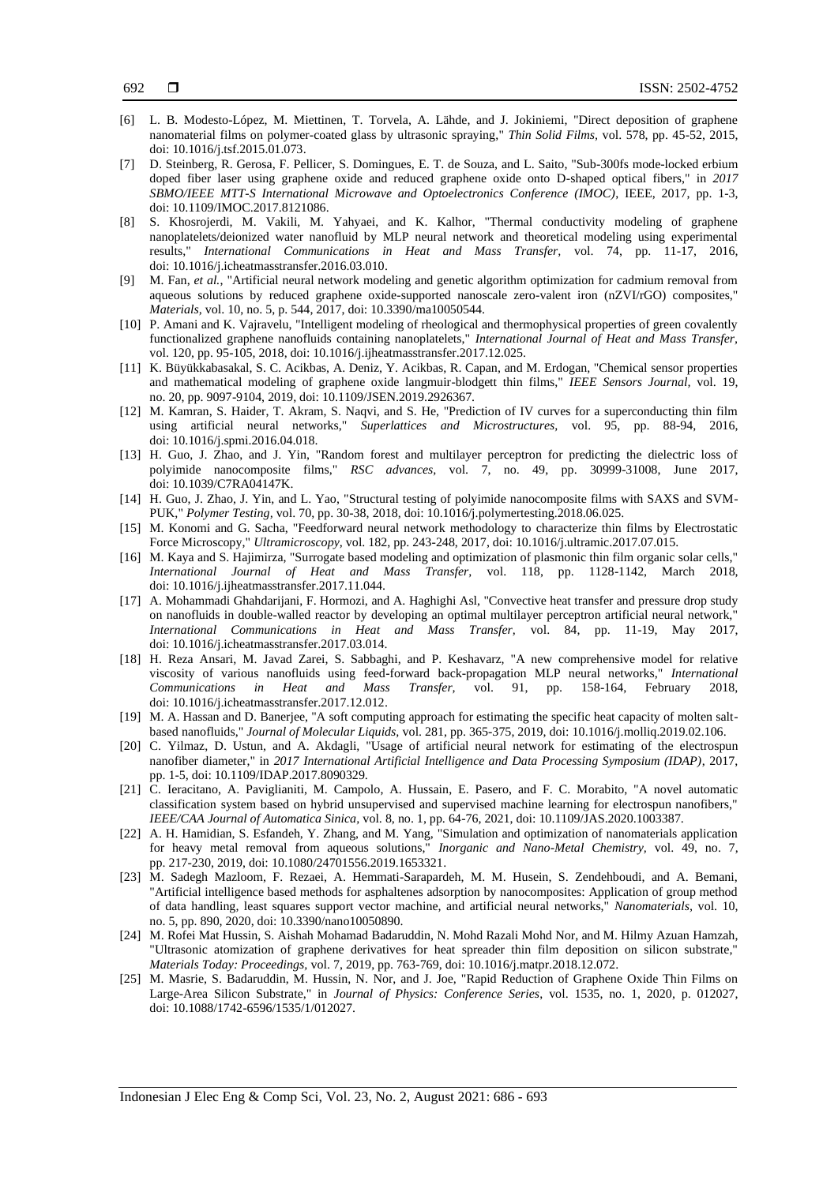[6] L. B. Modesto-López, M. Miettinen, T. Torvela, A. Lähde, and J. Jokiniemi, "Direct deposition of graphene nanomaterial films on polymer-coated glass by ultrasonic spraying," *Thin Solid Films*, vol. 578, pp. 45-52, 2015, doi: 10.1016/j.tsf.2015.01.073.

[7] D. Steinberg, R. Gerosa, F. Pellicer, S. Domingues, E. T. de Souza, and L. Saito, "Sub-300fs mode-locked erbium doped fiber laser using graphene oxide and reduced graphene oxide onto D-shaped optical fibers," in *2017 SBMO/IEEE MTT-S International Microwave and Optoelectronics Conference (IMOC)*, IEEE, 2017, pp. 1-3, doi: 10.1109/IMOC.2017.8121086.

[8] S. Khosrojerdi, M. Vakili, M. Yahyaei, and K. Kalhor, "Thermal conductivity modeling of graphene nanoplatelets/deionized water nanofluid by MLP neural network and theoretical modeling using experimental results," *International Communications in Heat and Mass Transfer*, vol. 74, pp. 11-17, 2016, doi: 10.1016/j.icheatmasstransfer.2016.03.010.

[9] M. Fan, *et al.*, "Artificial neural network modeling and genetic algorithm optimization for cadmium removal from aqueous solutions by reduced graphene oxide-supported nanoscale zero-valent iron (nZVI/rGO) composites," *Materials*, vol. 10, no. 5, p. 544, 2017, doi: 10.3390/ma10050544.

[10] P. Amani and K. Vajravelu, "Intelligent modeling of rheological and thermophysical properties of green covalently functionalized graphene nanofluids containing nanoplatelets," *International Journal of Heat and Mass Transfer*, vol. 120, pp. 95-105, 2018, doi: 10.1016/j.ijheatmasstransfer.2017.12.025.

[11] K. Büyükkabasakal, S. C. Acikbas, A. Deniz, Y. Acikbas, R. Capan, and M. Erdogan, "Chemical sensor properties and mathematical modeling of graphene oxide langmuir-blodgett thin films," *IEEE Sensors Journal*, vol. 19, no. 20, pp. 9097-9104, 2019, doi: 10.1109/JSEN.2019.2926367.

[12] M. Kamran, S. Haider, T. Akram, S. Naqvi, and S. He, "Prediction of IV curves for a superconducting thin film using artificial neural networks," *Superlattices and Microstructures*, vol. 95, pp. 88-94, 2016, doi: 10.1016/j.spmi.2016.04.018.

[13] H. Guo, J. Zhao, and J. Yin, "Random forest and multilayer perceptron for predicting the dielectric loss of polyimide nanocomposite films," *RSC advances*, vol. 7, no. 49, pp. 30999-31008, June 2017, doi: 10.1039/C7RA04147K.

[14] H. Guo, J. Zhao, J. Yin, and L. Yao, "Structural testing of polyimide nanocomposite films with SAXS and SVM-PUK," *Polymer Testing*, vol. 70, pp. 30-38, 2018, doi: 10.1016/j.polymertesting.2018.06.025.

[15] M. Konomi and G. Sacha, "Feedforward neural network methodology to characterize thin films by Electrostatic Force Microscopy," *Ultramicroscopy*, vol. 182, pp. 243-248, 2017, doi: 10.1016/j.ultramic.2017.07.015.

[16] M. Kaya and S. Hajimirza, "Surrogate based modeling and optimization of plasmonic thin film organic solar cells," *International Journal of Heat and Mass Transfer*, vol. 118, pp. 1128-1142, March 2018, doi: 10.1016/j.ijheatmasstransfer.2017.11.044.

[17] A. Mohammadi Ghahdarijani, F. Hormozi, and A. Haghighi Asl, "Convective heat transfer and pressure drop study on nanofluids in double-walled reactor by developing an optimal multilayer perceptron artificial neural network," *International Communications in Heat and Mass Transfer*, vol. 84, pp. 11-19, May 2017, doi: 10.1016/j.icheatmasstransfer.2017.03.014.

[18] H. Reza Ansari, M. Javad Zarei, S. Sabbaghi, and P. Keshavarz, "A new comprehensive model for relative viscosity of various nanofluids using feed-forward back-propagation MLP neural networks," *International Communications in Heat and Mass Transfer*, vol. 91, pp. 158-164, February 2018, doi: 10.1016/j.icheatmasstransfer.2017.12.012.

[19] M. A. Hassan and D. Banerjee, "A soft computing approach for estimating the specific heat capacity of molten salt-based nanofluids," *Journal of Molecular Liquids*, vol. 281, pp. 365-375, 2019, doi: 10.1016/j.molliq.2019.02.106.

[20] C. Yilmaz, D. Ustun, and A. Akdagli, "Usage of artificial neural network for estimating of the electrospun nanofiber diameter," in *2017 International Artificial Intelligence and Data Processing Symposium (IDAP)*, 2017, pp. 1-5, doi: 10.1109/IDAP.2017.8090329.

[21] C. Ieracitano, A. Paviglianiti, M. Campolo, A. Hussain, E. Pasero, and F. C. Morabito, "A novel automatic classification system based on hybrid unsupervised and supervised machine learning for electrospun nanofibers," *IEEE/CAA Journal of Automatica Sinica*, vol. 8, no. 1, pp. 64-76, 2021, doi: 10.1109/JAS.2020.1003387.

[22] A. H. Hamidian, S. Esfandeh, Y. Zhang, and M. Yang, "Simulation and optimization of nanomaterials application for heavy metal removal from aqueous solutions," *Inorganic and Nano-Metal Chemistry*, vol. 49, no. 7, pp. 217-230, 2019, doi: 10.1080/24701556.2019.1653321.

[23] M. Sadegh Mazloom, F. Rezaei, A. Hemmati-Sarapardeh, M. M. Husein, S. Zendehboudi, and A. Bemani, "Artificial intelligence based methods for asphaltenes adsorption by nanocomposites: Application of group method of data handling, least squares support vector machine, and artificial neural networks," *Nanomaterials*, vol. 10, no. 5, pp. 890, 2020, doi: 10.3390/nano10050890.

[24] M. Rofei Mat Hussin, S. Aishah Mohamad Badaruddin, N. Mohd Razali Mohd Nor, and M. Hilmy Azuan Hamzah, "Ultrasonic atomization of graphene derivatives for heat spreader thin film deposition on silicon substrate," *Materials Today: Proceedings*, vol. 7, 2019, pp. 763-769, doi: 10.1016/j.matpr.2018.12.072.

[25] M. Masrie, S. Badaruddin, M. Hussin, N. Nor, and J. Joe, "Rapid Reduction of Graphene Oxide Thin Films on Large-Area Silicon Substrate," in *Journal of Physics: Conference Series*, vol. 1535, no. 1, 2020, p. 012027, doi: 10.1088/1742-6596/1535/1/012027.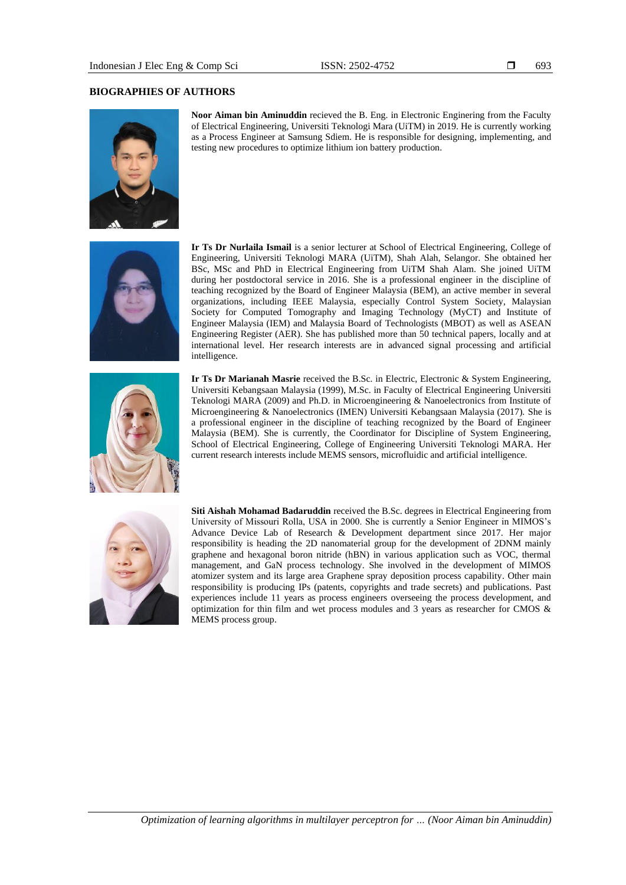## BIOGRAPHIES OF AUTHORS

**Noor Aiman bin Aminuddin** recieved the B. Eng. in Electronic Enginering from the Faculty of Electrical Engineering, Universiti Teknologi Mara (UiTM) in 2019. He is currently working as a Process Engineer at Samsung Sdiem. He is responsible for designing, implementing, and testing new procedures to optimize lithium ion battery production.

**Ir Ts Dr Nurlaila Ismail** is a senior lecturer at School of Electrical Engineering, College of Engineering, Universiti Teknologi MARA (UiTM), Shah Alah, Selangor. She obtained her BSc, MSc and PhD in Electrical Engineering from UiTM Shah Alam. She joined UiTM during her postdoctoral service in 2016. She is a professional engineer in the discipline of teaching recognized by the Board of Engineer Malaysia (BEM), an active member in several organizations, including IEEE Malaysia, especially Control System Society, Malaysian Society for Computed Tomography and Imaging Technology (MyCT) and Institute of Engineer Malaysia (IEM) and Malaysia Board of Technologists (MBOT) as well as ASEAN Engineering Register (AER). She has published more than 50 technical papers, locally and at international level. Her research interests are in advanced signal processing and artificial intelligence.

**Ir Ts Dr Marianah Masrie** received the B.Sc. in Electric, Electronic & System Engineering, Universiti Kebangsaan Malaysia (1999), M.Sc. in Faculty of Electrical Engineering Universiti Teknologi MARA (2009) and Ph.D. in Microengineering & Nanoelectronics from Institute of Microengineering & Nanoelectronics (IMEN) Universiti Kebangsaan Malaysia (2017). She is a professional engineer in the discipline of teaching recognized by the Board of Engineer Malaysia (BEM). She is currently, the Coordinator for Discipline of System Engineering, School of Electrical Engineering, College of Engineering Universiti Teknologi MARA. Her current research interests include MEMS sensors, microfluidic and artificial intelligence.

**Siti Aishah Mohamad Badaruddin** received the B.Sc. degrees in Electrical Engineering from University of Missouri Rolla, USA in 2000. She is currently a Senior Engineer in MIMOS's Advance Device Lab of Research & Development department since 2017. Her major responsibility is heading the 2D nanomaterial group for the development of 2DNM mainly graphene and hexagonal boron nitride (hBN) in various application such as VOC, thermal management, and GaN process technology. She involved in the development of MIMOS atomizer system and its large area Graphene spray deposition process capability. Other main responsibility is producing IPs (patents, copyrights and trade secrets) and publications. Past experiences include 11 years as process engineers overseeing the process development, and optimization for thin film and wet process modules and 3 years as researcher for CMOS & MEMS process group.